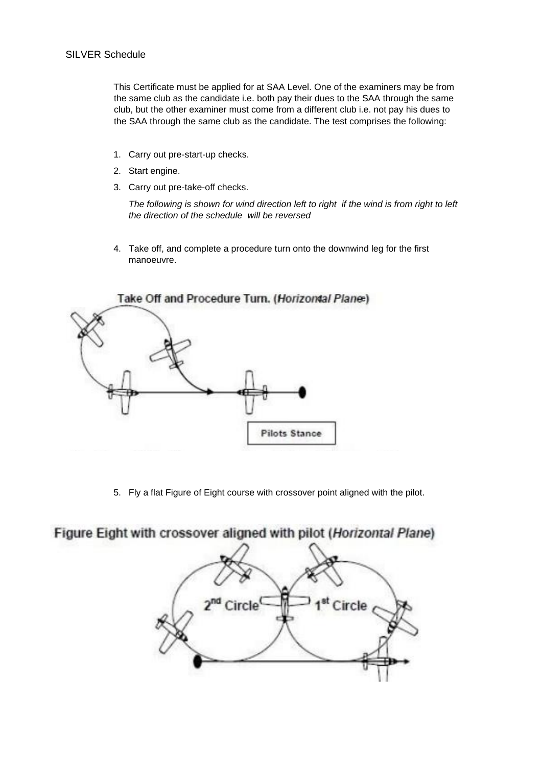SILVER Schedule

This Certificate must be applied for at SAA Level. One of the examiners may be from the same club as the candidate i.e. both pay their dues to the SAA through the same club, but the other examiner must come from a different club i.e. not pay his dues to the SAA through the same club as the candidate. The test comprises the following:

1. Carry out pre-start-up checks.
2. Start engine.
3. Carry out pre-take-off checks.

   *The following is shown for wind direction left to right if the wind is from right to left the direction of the schedule will be reversed*

4. Take off, and complete a procedure turn onto the downwind leg for the first manoeuvre.

Take Off and Procedure Turn. (*Horizontal Plane*)

Pilots Stance

5. Fly a flat Figure of Eight course with crossover point aligned with the pilot.

Figure Eight with crossover aligned with pilot (*Horizontal Plane*)

2nd Circle 1st Circle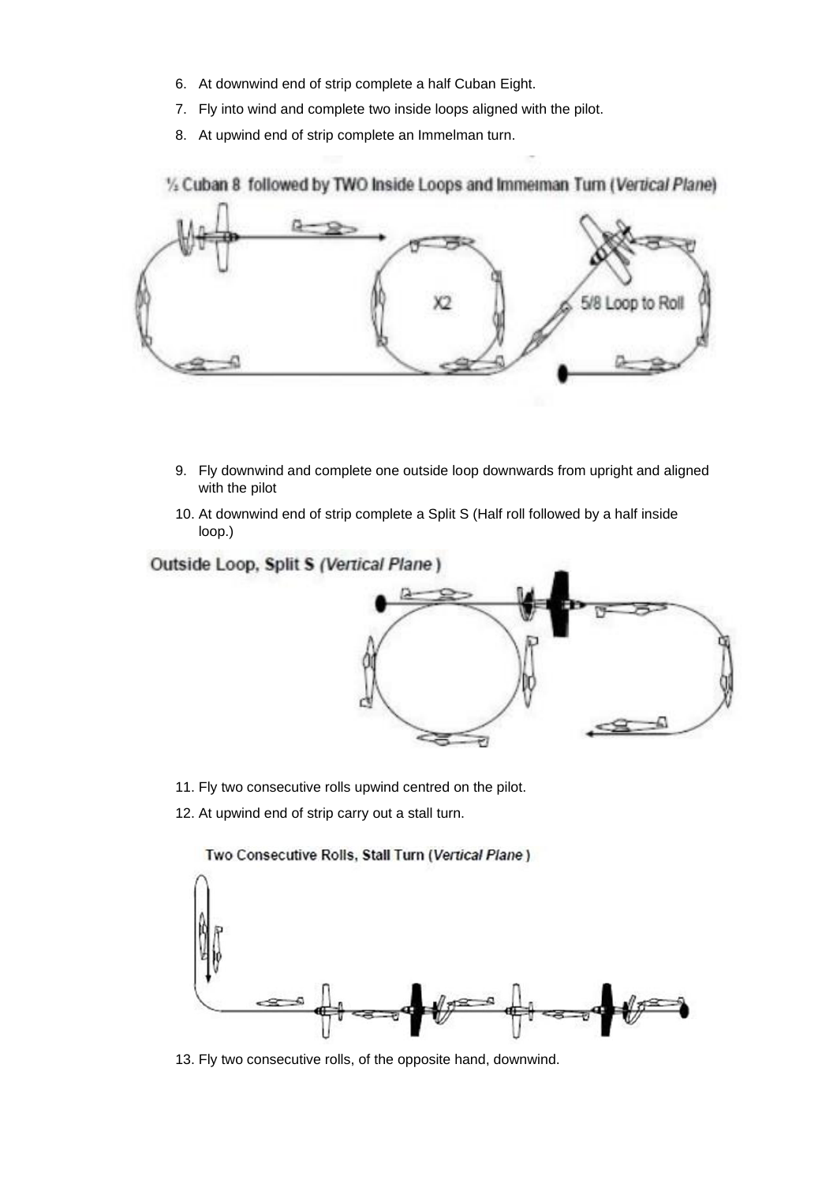6. At downwind end of strip complete a half Cuban Eight.
7. Fly into wind and complete two inside loops aligned with the pilot.
8. At upwind end of strip complete an Immelman turn.

½ Cuban 8 followed by TWO Inside Loops and Immelman Turn (*Vertical Plane*)

9. Fly downwind and complete one outside loop downwards from upright and aligned with the pilot
10. At downwind end of strip complete a Split S (Half roll followed by a half inside loop.)

Outside Loop, Split S (*Vertical Plane*)

11. Fly two consecutive rolls upwind centred on the pilot.
12. At upwind end of strip carry out a stall turn.

Two Consecutive Rolls, Stall Turn (*Vertical Plane*)

13. Fly two consecutive rolls, of the opposite hand, downwind.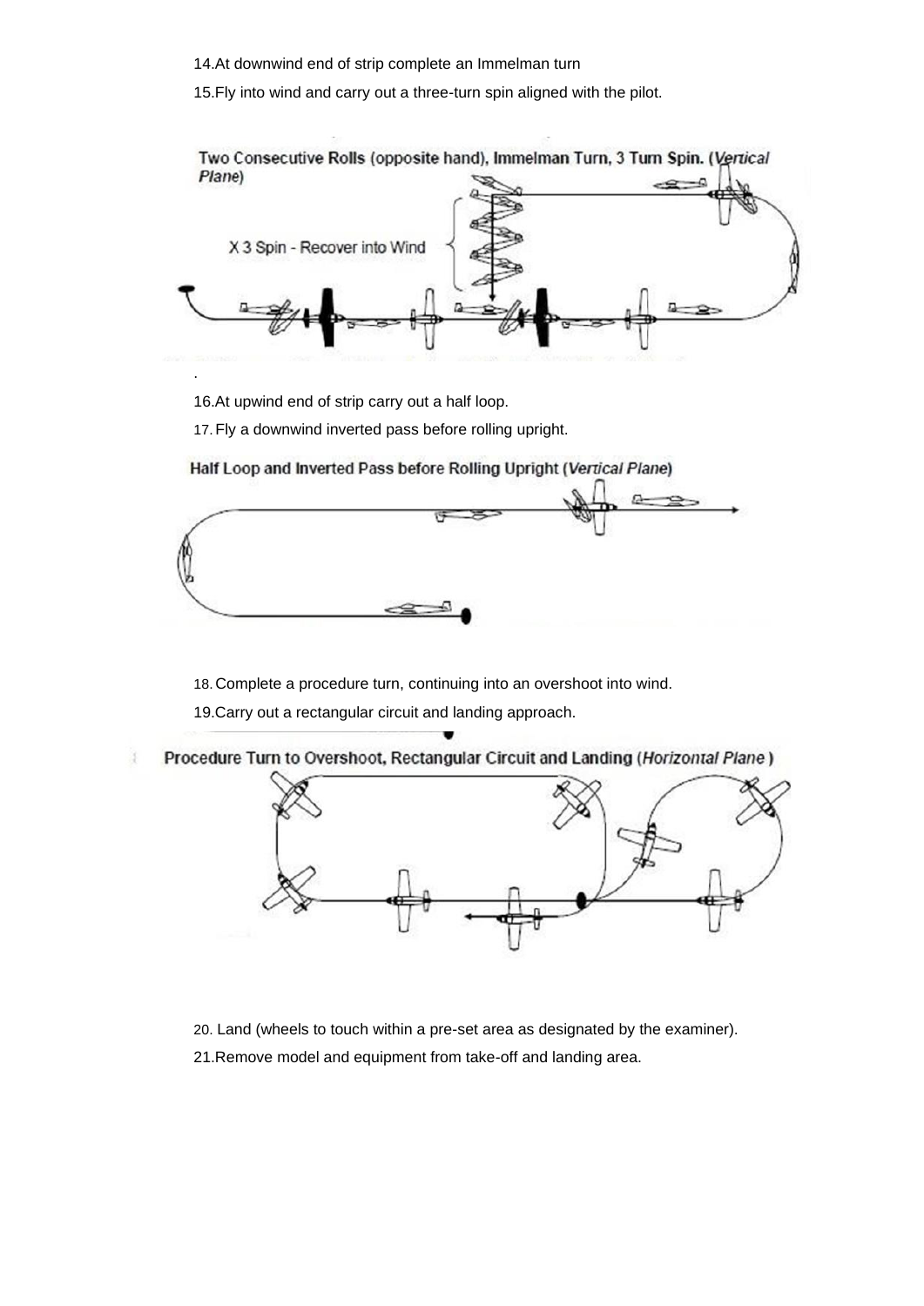14. At downwind end of strip complete an Immelman turn
15. Fly into wind and carry out a three-turn spin aligned with the pilot.

Two Consecutive Rolls (opposite hand), Immelman Turn, 3 Turn Spin. (*Vertical Plane*)

X 3 Spin - Recover into Wind

.

16. At upwind end of strip carry out a half loop.
17. Fly a downwind inverted pass before rolling upright.

Half Loop and Inverted Pass before Rolling Upright (*Vertical Plane*)

18. Complete a procedure turn, continuing into an overshoot into wind.
19. Carry out a rectangular circuit and landing approach.

Procedure Turn to Overshoot, Rectangular Circuit and Landing (*Horizontal Plane*)

20. Land (wheels to touch within a pre-set area as designated by the examiner).
21. Remove model and equipment from take-off and landing area.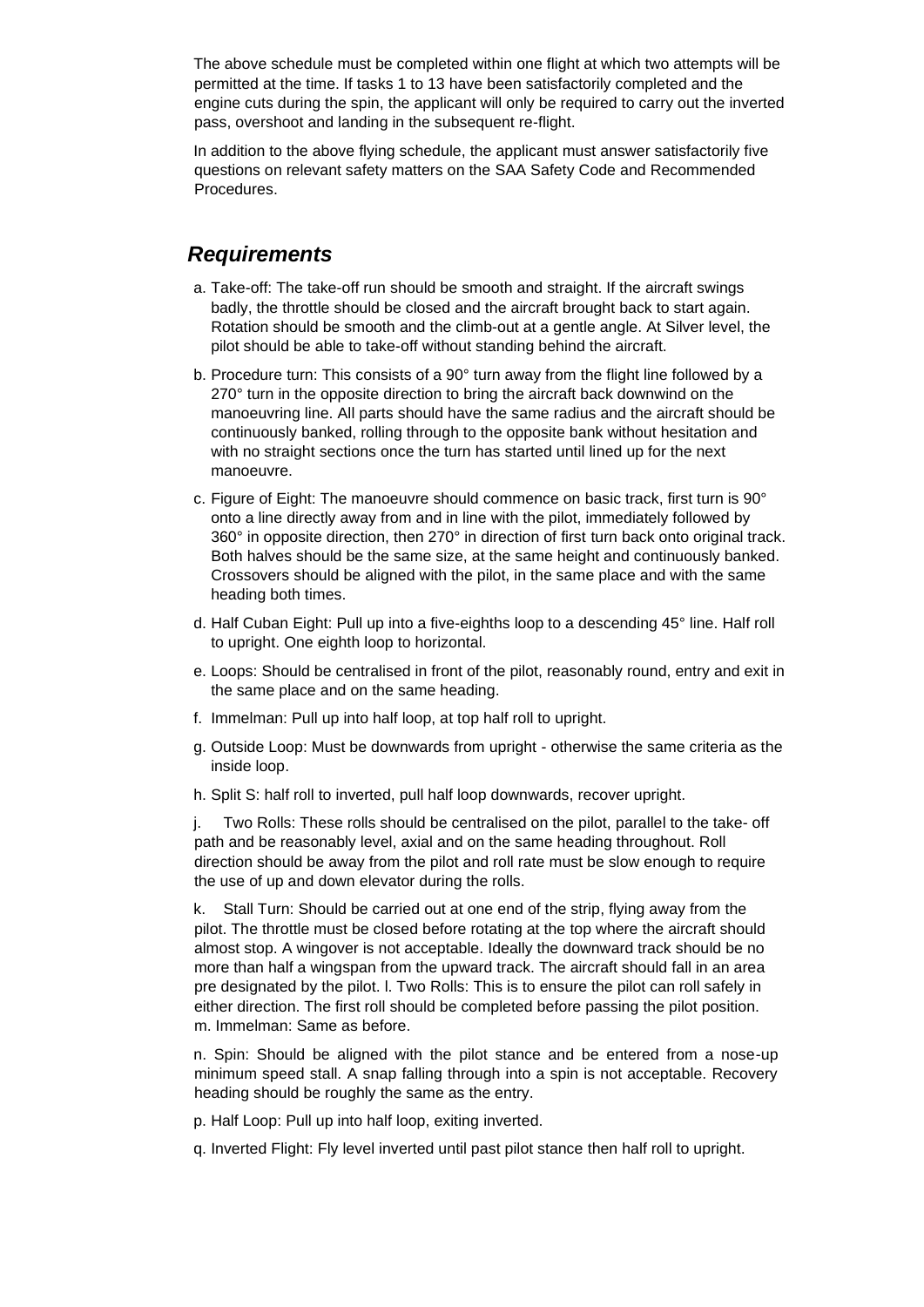The above schedule must be completed within one flight at which two attempts will be permitted at the time. If tasks 1 to 13 have been satisfactorily completed and the engine cuts during the spin, the applicant will only be required to carry out the inverted pass, overshoot and landing in the subsequent re-flight.

In addition to the above flying schedule, the applicant must answer satisfactorily five questions on relevant safety matters on the SAA Safety Code and Recommended Procedures.

## *Requirements*

a. Take-off: The take-off run should be smooth and straight. If the aircraft swings badly, the throttle should be closed and the aircraft brought back to start again. Rotation should be smooth and the climb-out at a gentle angle. At Silver level, the pilot should be able to take-off without standing behind the aircraft.

b. Procedure turn: This consists of a 90° turn away from the flight line followed by a 270° turn in the opposite direction to bring the aircraft back downwind on the manoeuvring line. All parts should have the same radius and the aircraft should be continuously banked, rolling through to the opposite bank without hesitation and with no straight sections once the turn has started until lined up for the next manoeuvre.

c. Figure of Eight: The manoeuvre should commence on basic track, first turn is 90° onto a line directly away from and in line with the pilot, immediately followed by 360° in opposite direction, then 270° in direction of first turn back onto original track. Both halves should be the same size, at the same height and continuously banked. Crossovers should be aligned with the pilot, in the same place and with the same heading both times.

d. Half Cuban Eight: Pull up into a five-eighths loop to a descending 45° line. Half roll to upright. One eighth loop to horizontal.

e. Loops: Should be centralised in front of the pilot, reasonably round, entry and exit in the same place and on the same heading.

f. Immelman: Pull up into half loop, at top half roll to upright.

g. Outside Loop: Must be downwards from upright - otherwise the same criteria as the inside loop.

h. Split S: half roll to inverted, pull half loop downwards, recover upright.

j. Two Rolls: These rolls should be centralised on the pilot, parallel to the take- off path and be reasonably level, axial and on the same heading throughout. Roll direction should be away from the pilot and roll rate must be slow enough to require the use of up and down elevator during the rolls.

k. Stall Turn: Should be carried out at one end of the strip, flying away from the pilot. The throttle must be closed before rotating at the top where the aircraft should almost stop. A wingover is not acceptable. Ideally the downward track should be no more than half a wingspan from the upward track. The aircraft should fall in an area pre designated by the pilot. l. Two Rolls: This is to ensure the pilot can roll safely in either direction. The first roll should be completed before passing the pilot position. m. Immelman: Same as before.

n. Spin: Should be aligned with the pilot stance and be entered from a nose-up minimum speed stall. A snap falling through into a spin is not acceptable. Recovery heading should be roughly the same as the entry.

p. Half Loop: Pull up into half loop, exiting inverted.

q. Inverted Flight: Fly level inverted until past pilot stance then half roll to upright.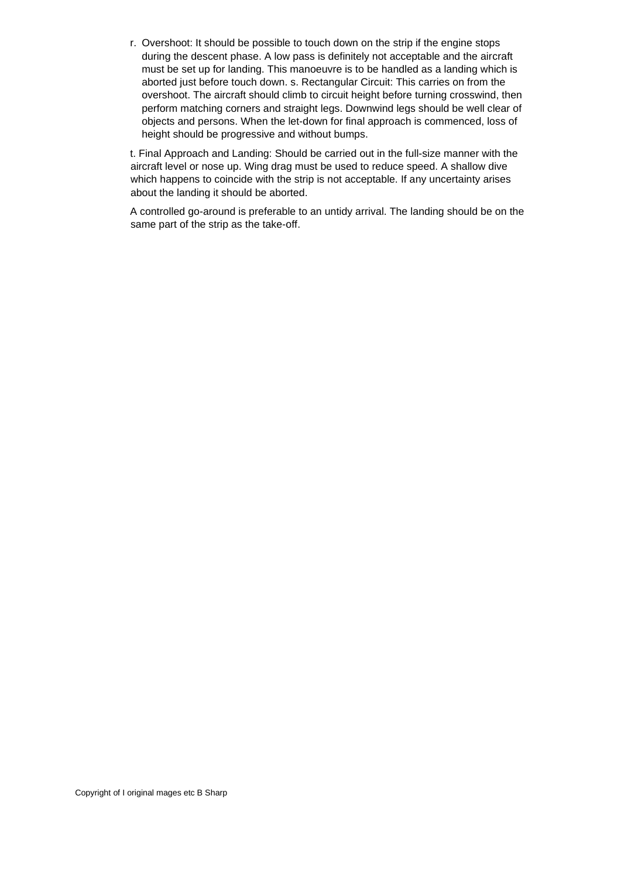r. Overshoot: It should be possible to touch down on the strip if the engine stops during the descent phase. A low pass is definitely not acceptable and the aircraft must be set up for landing. This manoeuvre is to be handled as a landing which is aborted just before touch down. s. Rectangular Circuit: This carries on from the overshoot. The aircraft should climb to circuit height before turning crosswind, then perform matching corners and straight legs. Downwind legs should be well clear of objects and persons. When the let-down for final approach is commenced, loss of height should be progressive and without bumps.

t. Final Approach and Landing: Should be carried out in the full-size manner with the aircraft level or nose up. Wing drag must be used to reduce speed. A shallow dive which happens to coincide with the strip is not acceptable. If any uncertainty arises about the landing it should be aborted.

A controlled go-around is preferable to an untidy arrival. The landing should be on the same part of the strip as the take-off.

Copyright of I original mages etc B Sharp